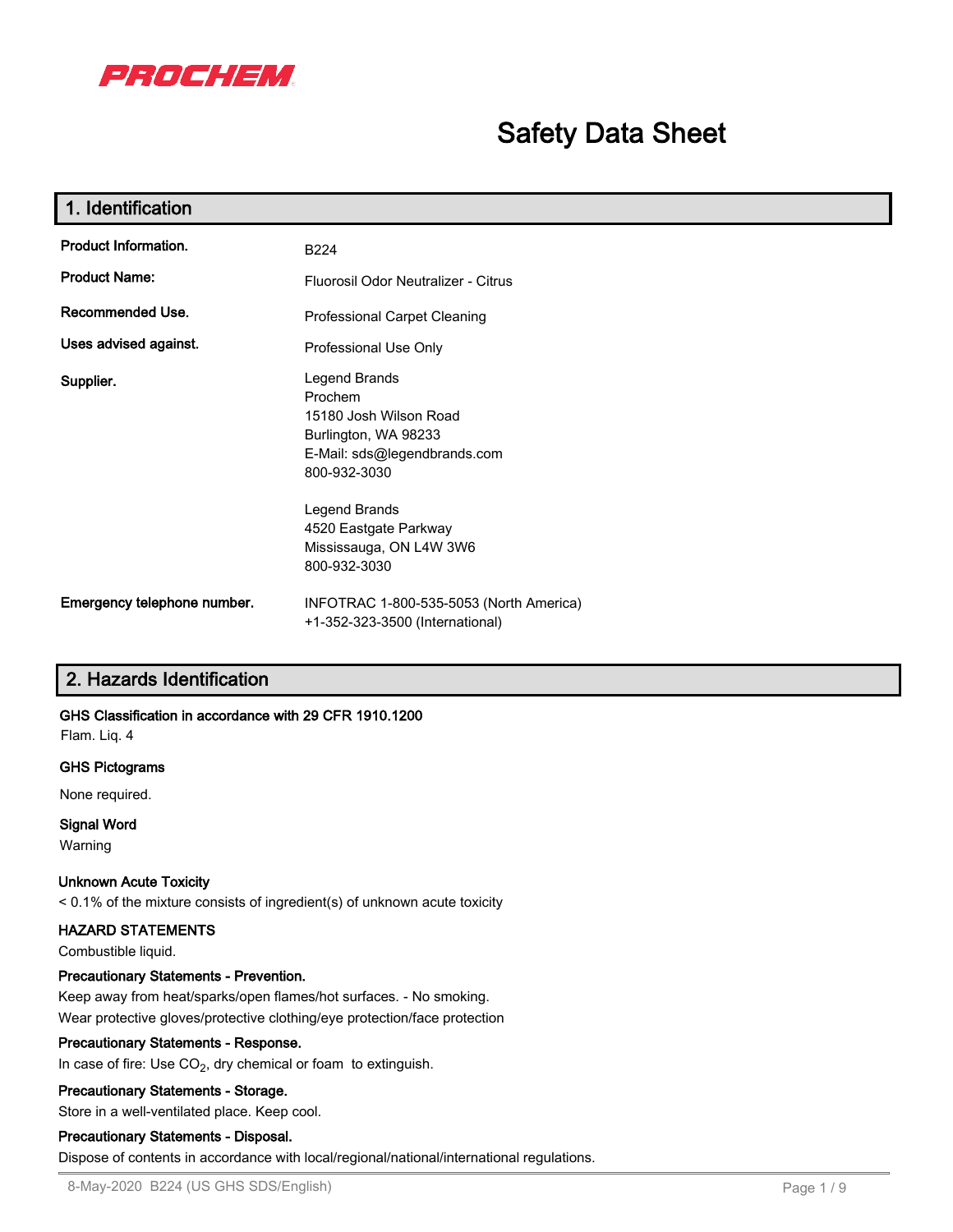PROCHEM

# Safety Data Sheet

## 1. Identification

| | |
|---|---|
| **Product Information.** | B224 |
| **Product Name:** | Fluorosil Odor Neutralizer - Citrus |
| **Recommended Use.** | Professional Carpet Cleaning |
| **Uses advised against.** | Professional Use Only |
| **Supplier.** | Legend Brands<br>Prochem<br>15180 Josh Wilson Road<br>Burlington, WA 98233<br>E-Mail: sds@legendbrands.com<br>800-932-3030<br><br>Legend Brands<br>4520 Eastgate Parkway<br>Mississauga, ON L4W 3W6<br>800-932-3030 |
| **Emergency telephone number.** | INFOTRAC 1-800-535-5053 (North America)<br>+1-352-323-3500 (International) |

## 2. Hazards Identification

**GHS Classification in accordance with 29 CFR 1910.1200**

Flam. Liq. 4

**GHS Pictograms**

None required.

**Signal Word**

Warning

**Unknown Acute Toxicity**

< 0.1% of the mixture consists of ingredient(s) of unknown acute toxicity

**HAZARD STATEMENTS**

Combustible liquid.

**Precautionary Statements - Prevention.**

Keep away from heat/sparks/open flames/hot surfaces. - No smoking.

Wear protective gloves/protective clothing/eye protection/face protection

**Precautionary Statements - Response.**

In case of fire: Use $CO_2$, dry chemical or foam to extinguish.

**Precautionary Statements - Storage.**

Store in a well-ventilated place. Keep cool.

**Precautionary Statements - Disposal.**

Dispose of contents in accordance with local/regional/national/international regulations.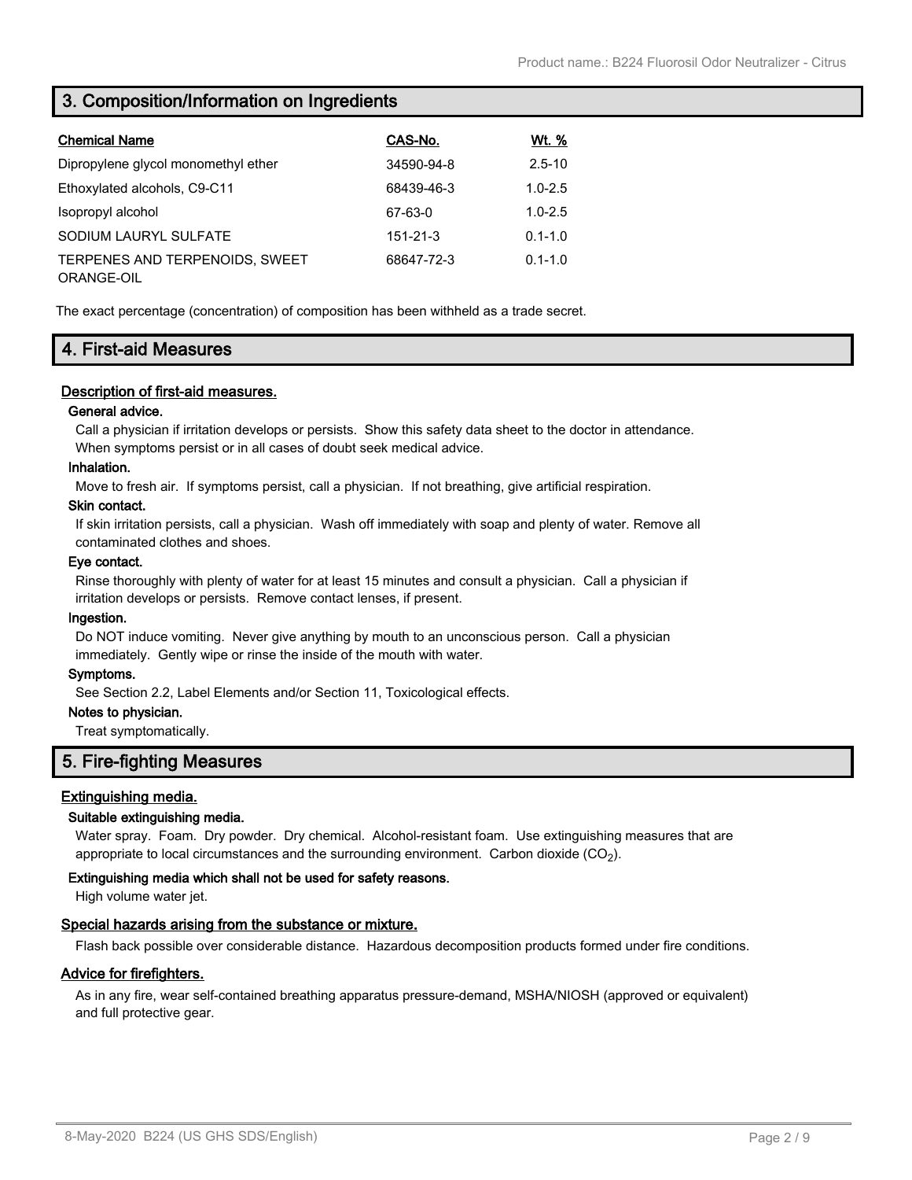## 3. Composition/Information on Ingredients

| Chemical Name | CAS-No. | Wt. % |
|---|---|---|
| Dipropylene glycol monomethyl ether | 34590-94-8 | 2.5-10 |
| Ethoxylated alcohols, C9-C11 | 68439-46-3 | 1.0-2.5 |
| Isopropyl alcohol | 67-63-0 | 1.0-2.5 |
| SODIUM LAURYL SULFATE | 151-21-3 | 0.1-1.0 |
| TERPENES AND TERPENOIDS, SWEET ORANGE-OIL | 68647-72-3 | 0.1-1.0 |

The exact percentage (concentration) of composition has been withheld as a trade secret.

## 4. First-aid Measures

### Description of first-aid measures.

**General advice.**

Call a physician if irritation develops or persists. Show this safety data sheet to the doctor in attendance. When symptoms persist or in all cases of doubt seek medical advice.

**Inhalation.**

Move to fresh air. If symptoms persist, call a physician. If not breathing, give artificial respiration.

**Skin contact.**

If skin irritation persists, call a physician. Wash off immediately with soap and plenty of water. Remove all contaminated clothes and shoes.

**Eye contact.**

Rinse thoroughly with plenty of water for at least 15 minutes and consult a physician. Call a physician if irritation develops or persists. Remove contact lenses, if present.

**Ingestion.**

Do NOT induce vomiting. Never give anything by mouth to an unconscious person. Call a physician immediately. Gently wipe or rinse the inside of the mouth with water.

**Symptoms.**

See Section 2.2, Label Elements and/or Section 11, Toxicological effects.

**Notes to physician.**

Treat symptomatically.

## 5. Fire-fighting Measures

### Extinguishing media.

**Suitable extinguishing media.**

Water spray. Foam. Dry powder. Dry chemical. Alcohol-resistant foam. Use extinguishing measures that are appropriate to local circumstances and the surrounding environment. Carbon dioxide ($CO_2$).

**Extinguishing media which shall not be used for safety reasons.**

High volume water jet.

### Special hazards arising from the substance or mixture.

Flash back possible over considerable distance. Hazardous decomposition products formed under fire conditions.

### Advice for firefighters.

As in any fire, wear self-contained breathing apparatus pressure-demand, MSHA/NIOSH (approved or equivalent) and full protective gear.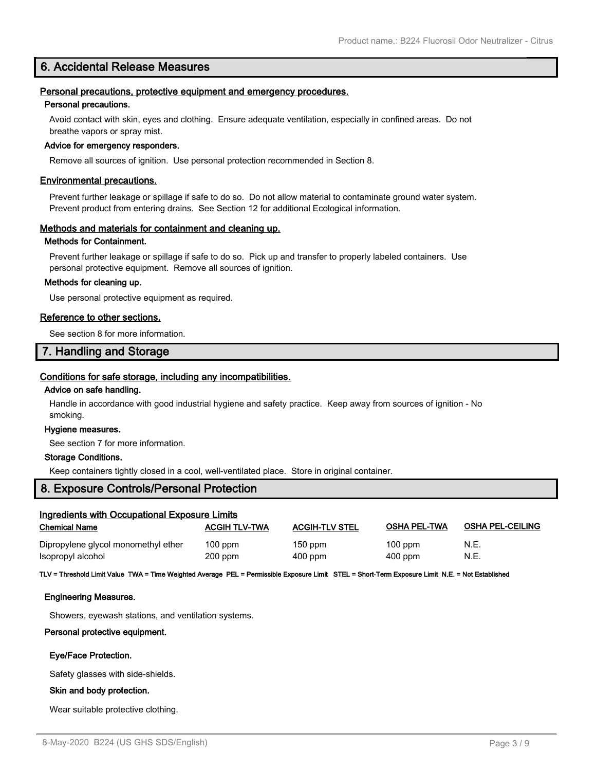## 6. Accidental Release Measures

### Personal precautions, protective equipment and emergency procedures.

**Personal precautions.**

Avoid contact with skin, eyes and clothing. Ensure adequate ventilation, especially in confined areas. Do not breathe vapors or spray mist.

**Advice for emergency responders.**

Remove all sources of ignition. Use personal protection recommended in Section 8.

### Environmental precautions.

Prevent further leakage or spillage if safe to do so. Do not allow material to contaminate ground water system. Prevent product from entering drains. See Section 12 for additional Ecological information.

### Methods and materials for containment and cleaning up.

**Methods for Containment.**

Prevent further leakage or spillage if safe to do so. Pick up and transfer to properly labeled containers. Use personal protective equipment. Remove all sources of ignition.

**Methods for cleaning up.**

Use personal protective equipment as required.

### Reference to other sections.

See section 8 for more information.

## 7. Handling and Storage

### Conditions for safe storage, including any incompatibilities.

**Advice on safe handling.**

Handle in accordance with good industrial hygiene and safety practice. Keep away from sources of ignition - No smoking.

**Hygiene measures.**

See section 7 for more information.

**Storage Conditions.**

Keep containers tightly closed in a cool, well-ventilated place. Store in original container.

## 8. Exposure Controls/Personal Protection

### Ingredients with Occupational Exposure Limits

| Chemical Name | ACGIH TLV-TWA | ACGIH-TLV STEL | OSHA PEL-TWA | OSHA PEL-CEILING |
|---|---|---|---|---|
| Dipropylene glycol monomethyl ether | 100 ppm | 150 ppm | 100 ppm | N.E. |
| Isopropyl alcohol | 200 ppm | 400 ppm | 400 ppm | N.E. |

**TLV = Threshold Limit Value TWA = Time Weighted Average PEL = Permissible Exposure Limit STEL = Short-Term Exposure Limit N.E. = Not Established**

**Engineering Measures.**

Showers, eyewash stations, and ventilation systems.

**Personal protective equipment.**

**Eye/Face Protection.**

Safety glasses with side-shields.

**Skin and body protection.**

Wear suitable protective clothing.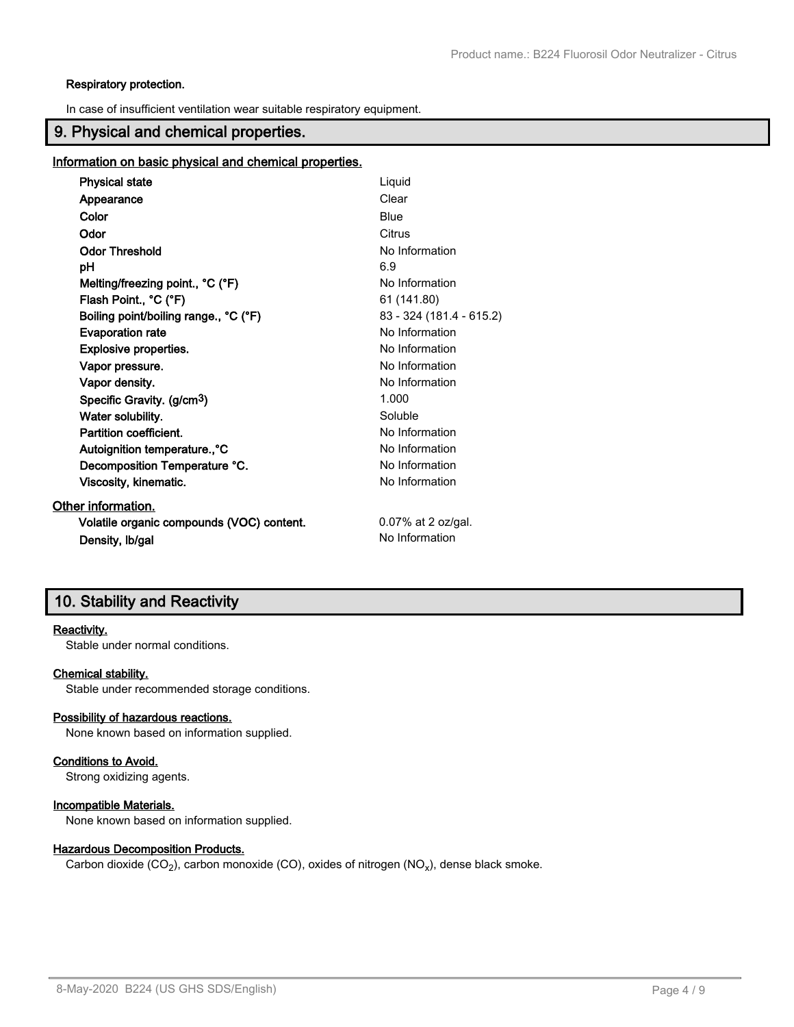**Respiratory protection.**

In case of insufficient ventilation wear suitable respiratory equipment.

## 9. Physical and chemical properties.

### Information on basic physical and chemical properties.

| Property | Value |
|---|---|
| **Physical state** | Liquid |
| **Appearance** | Clear |
| **Color** | Blue |
| **Odor** | Citrus |
| **Odor Threshold** | No Information |
| **pH** | 6.9 |
| **Melting/freezing point., °C (°F)** | No Information |
| **Flash Point., °C (°F)** | 61 (141.80) |
| **Boiling point/boiling range., °C (°F)** | 83 - 324 (181.4 - 615.2) |
| **Evaporation rate** | No Information |
| **Explosive properties.** | No Information |
| **Vapor pressure.** | No Information |
| **Vapor density.** | No Information |
| **Specific Gravity. ($g/cm^3$)** | 1.000 |
| **Water solubility.** | Soluble |
| **Partition coefficient.** | No Information |
| **Autoignition temperature.,°C** | No Information |
| **Decomposition Temperature °C.** | No Information |
| **Viscosity, kinematic.** | No Information |

### Other information.

| Property | Value |
|---|---|
| **Volatile organic compounds (VOC) content.** | 0.07% at 2 oz/gal. |
| **Density, lb/gal** | No Information |

## 10. Stability and Reactivity

**Reactivity.**

Stable under normal conditions.

**Chemical stability.**

Stable under recommended storage conditions.

**Possibility of hazardous reactions.**

None known based on information supplied.

**Conditions to Avoid.**

Strong oxidizing agents.

**Incompatible Materials.**

None known based on information supplied.

**Hazardous Decomposition Products.**

Carbon dioxide ($CO_2$), carbon monoxide (CO), oxides of nitrogen ($NO_x$), dense black smoke.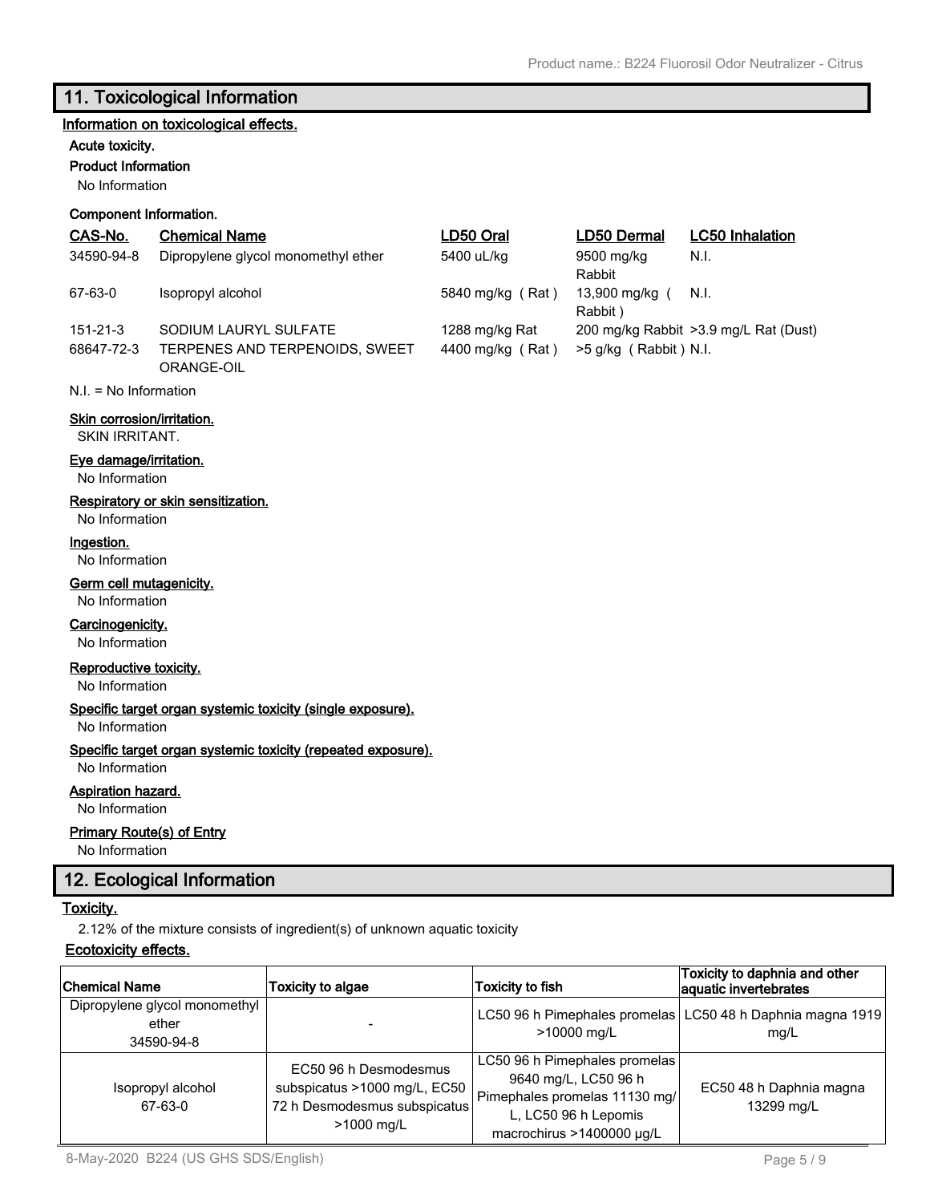## 11. Toxicological Information

### Information on toxicological effects.

**Acute toxicity.**

**Product Information**

No Information

**Component Information.**

| CAS-No. | Chemical Name | LD50 Oral | LD50 Dermal | LC50 Inhalation |
|---|---|---|---|---|
| 34590-94-8 | Dipropylene glycol monomethyl ether | 5400 uL/kg | 9500 mg/kg Rabbit | N.I. |
| 67-63-0 | Isopropyl alcohol | 5840 mg/kg ( Rat ) | 13,900 mg/kg ( Rabbit ) | N.I. |
| 151-21-3 | SODIUM LAURYL SULFATE | 1288 mg/kg Rat | 200 mg/kg Rabbit | >3.9 mg/L Rat (Dust) |
| 68647-72-3 | TERPENES AND TERPENOIDS, SWEET ORANGE-OIL | 4400 mg/kg ( Rat ) | >5 g/kg ( Rabbit ) | N.I. |

N.I. = No Information

**Skin corrosion/irritation.**

SKIN IRRITANT.

**Eye damage/irritation.**

No Information

**Respiratory or skin sensitization.**

No Information

**Ingestion.**

No Information

**Germ cell mutagenicity.**

No Information

**Carcinogenicity.**

No Information

**Reproductive toxicity.**

No Information

**Specific target organ systemic toxicity (single exposure).**

No Information

**Specific target organ systemic toxicity (repeated exposure).**

No Information

**Aspiration hazard.**

No Information

**Primary Route(s) of Entry**

No Information

## 12. Ecological Information

**Toxicity.**

2.12% of the mixture consists of ingredient(s) of unknown aquatic toxicity

**Ecotoxicity effects.**

| Chemical Name | Toxicity to algae | Toxicity to fish | Toxicity to daphnia and other aquatic invertebrates |
|---|---|---|---|
| Dipropylene glycol monomethyl ether 34590-94-8 | - | LC50 96 h Pimephales promelas >10000 mg/L | LC50 48 h Daphnia magna 1919 mg/L |
| Isopropyl alcohol 67-63-0 | EC50 96 h Desmodesmus subspicatus >1000 mg/L, EC50 72 h Desmodesmus subspicatus >1000 mg/L | LC50 96 h Pimephales promelas 9640 mg/L, LC50 96 h Pimephales promelas 11130 mg/L, LC50 96 h Lepomis macrochirus >1400000 µg/L | EC50 48 h Daphnia magna 13299 mg/L |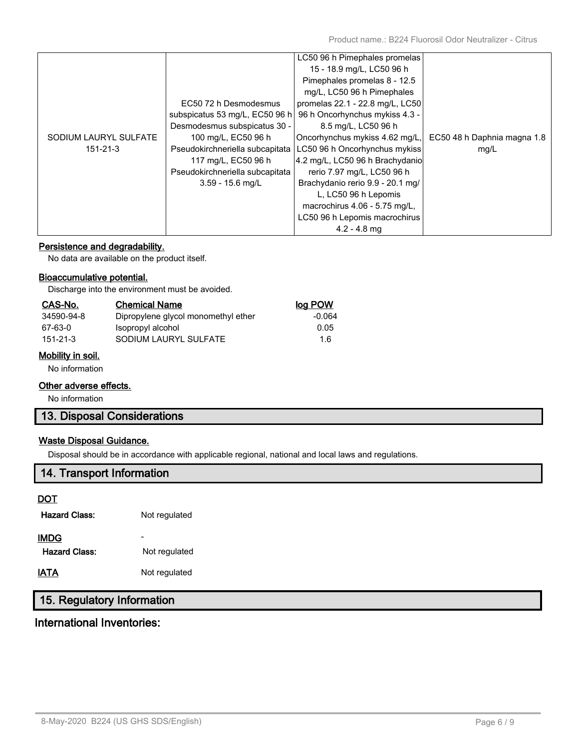| | | | |
|---|---|---|---|
| SODIUM LAURYL SULFATE 151-21-3 | EC50 72 h Desmodesmus subspicatus 53 mg/L, EC50 96 h Desmodesmus subspicatus 30 - 100 mg/L, EC50 96 h Pseudokirchneriella subcapitata 117 mg/L, EC50 96 h Pseudokirchneriella subcapitata 3.59 - 15.6 mg/L | LC50 96 h Pimephales promelas 15 - 18.9 mg/L, LC50 96 h Pimephales promelas 8 - 12.5 mg/L, LC50 96 h Pimephales promelas 22.1 - 22.8 mg/L, LC50 96 h Oncorhynchus mykiss 4.3 - 8.5 mg/L, LC50 96 h Oncorhynchus mykiss 4.62 mg/L, LC50 96 h Oncorhynchus mykiss 4.2 mg/L, LC50 96 h Brachydanio rerio 7.97 mg/L, LC50 96 h Brachydanio rerio 9.9 - 20.1 mg/L, LC50 96 h Lepomis macrochirus 4.06 - 5.75 mg/L, LC50 96 h Lepomis macrochirus 4.2 - 4.8 mg | EC50 48 h Daphnia magna 1.8 mg/L |

**Persistence and degradability.**

No data are available on the product itself.

**Bioaccumulative potential.**

Discharge into the environment must be avoided.

| CAS-No. | Chemical Name | log POW |
|---|---|---|
| 34590-94-8 | Dipropylene glycol monomethyl ether | -0.064 |
| 67-63-0 | Isopropyl alcohol | 0.05 |
| 151-21-3 | SODIUM LAURYL SULFATE | 1.6 |

**Mobility in soil.**

No information

**Other adverse effects.**

No information

## 13. Disposal Considerations

**Waste Disposal Guidance.**

Disposal should be in accordance with applicable regional, national and local laws and regulations.

## 14. Transport Information

**DOT**

**Hazard Class:** Not regulated

**IMDG** -

**Hazard Class:** Not regulated

**IATA** Not regulated

## 15. Regulatory Information

### International Inventories: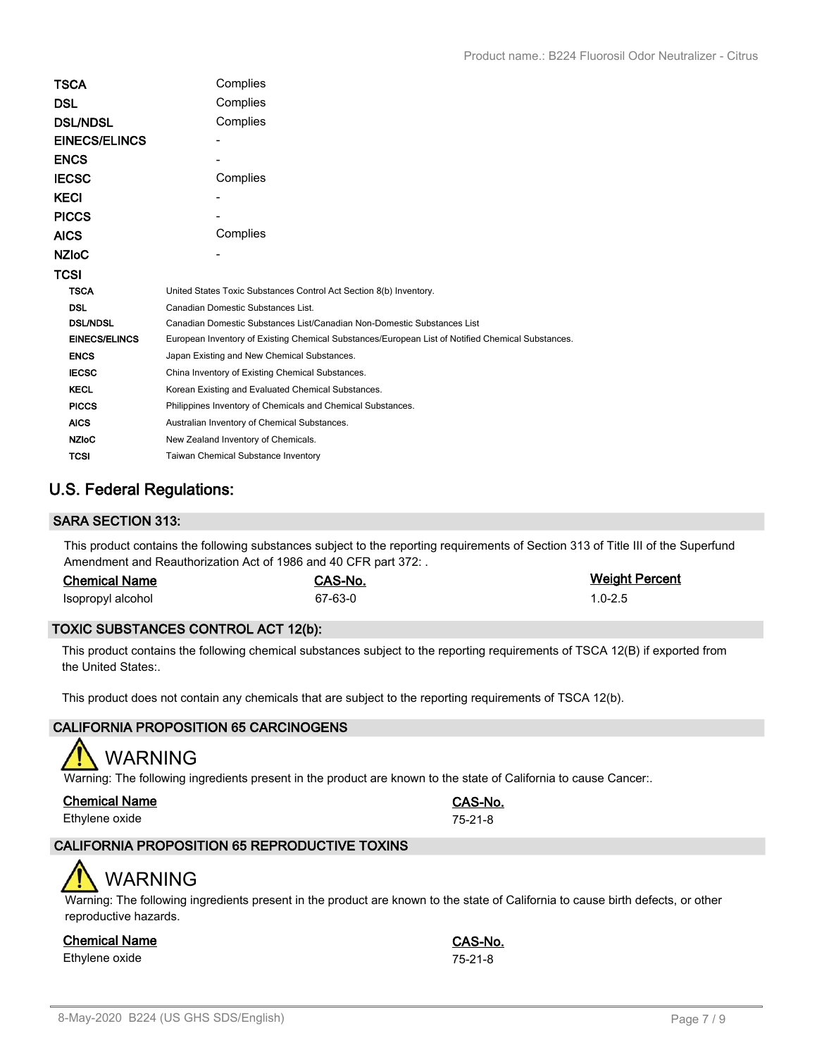| | |
|---|---|
| **TSCA** | Complies |
| **DSL** | Complies |
| **DSL/NDSL** | Complies |
| **EINECS/ELINCS** | - |
| **ENCS** | - |
| **IECSC** | Complies |
| **KECI** | - |
| **PICCS** | - |
| **AICS** | Complies |
| **NZIoC** | - |
| **TCSI** | |

| | |
|---|---|
| **TSCA** | United States Toxic Substances Control Act Section 8(b) Inventory. |
| **DSL** | Canadian Domestic Substances List. |
| **DSL/NDSL** | Canadian Domestic Substances List/Canadian Non-Domestic Substances List |
| **EINECS/ELINCS** | European Inventory of Existing Chemical Substances/European List of Notified Chemical Substances. |
| **ENCS** | Japan Existing and New Chemical Substances. |
| **IECSC** | China Inventory of Existing Chemical Substances. |
| **KECL** | Korean Existing and Evaluated Chemical Substances. |
| **PICCS** | Philippines Inventory of Chemicals and Chemical Substances. |
| **AICS** | Australian Inventory of Chemical Substances. |
| **NZIoC** | New Zealand Inventory of Chemicals. |
| **TCSI** | Taiwan Chemical Substance Inventory |

## U.S. Federal Regulations:

### SARA SECTION 313:

This product contains the following substances subject to the reporting requirements of Section 313 of Title III of the Superfund Amendment and Reauthorization Act of 1986 and 40 CFR part 372: .

| Chemical Name | CAS-No. | Weight Percent |
|---|---|---|
| Isopropyl alcohol | 67-63-0 | 1.0-2.5 |

### TOXIC SUBSTANCES CONTROL ACT 12(b):

This product contains the following chemical substances subject to the reporting requirements of TSCA 12(B) if exported from the United States:.

This product does not contain any chemicals that are subject to the reporting requirements of TSCA 12(b).

### CALIFORNIA PROPOSITION 65 CARCINOGENS

WARNING

Warning: The following ingredients present in the product are known to the state of California to cause Cancer:.

| Chemical Name | CAS-No. |
|---|---|
| Ethylene oxide | 75-21-8 |

### CALIFORNIA PROPOSITION 65 REPRODUCTIVE TOXINS

WARNING

Warning: The following ingredients present in the product are known to the state of California to cause birth defects, or other reproductive hazards.

| Chemical Name | CAS-No. |
|---|---|
| Ethylene oxide | 75-21-8 |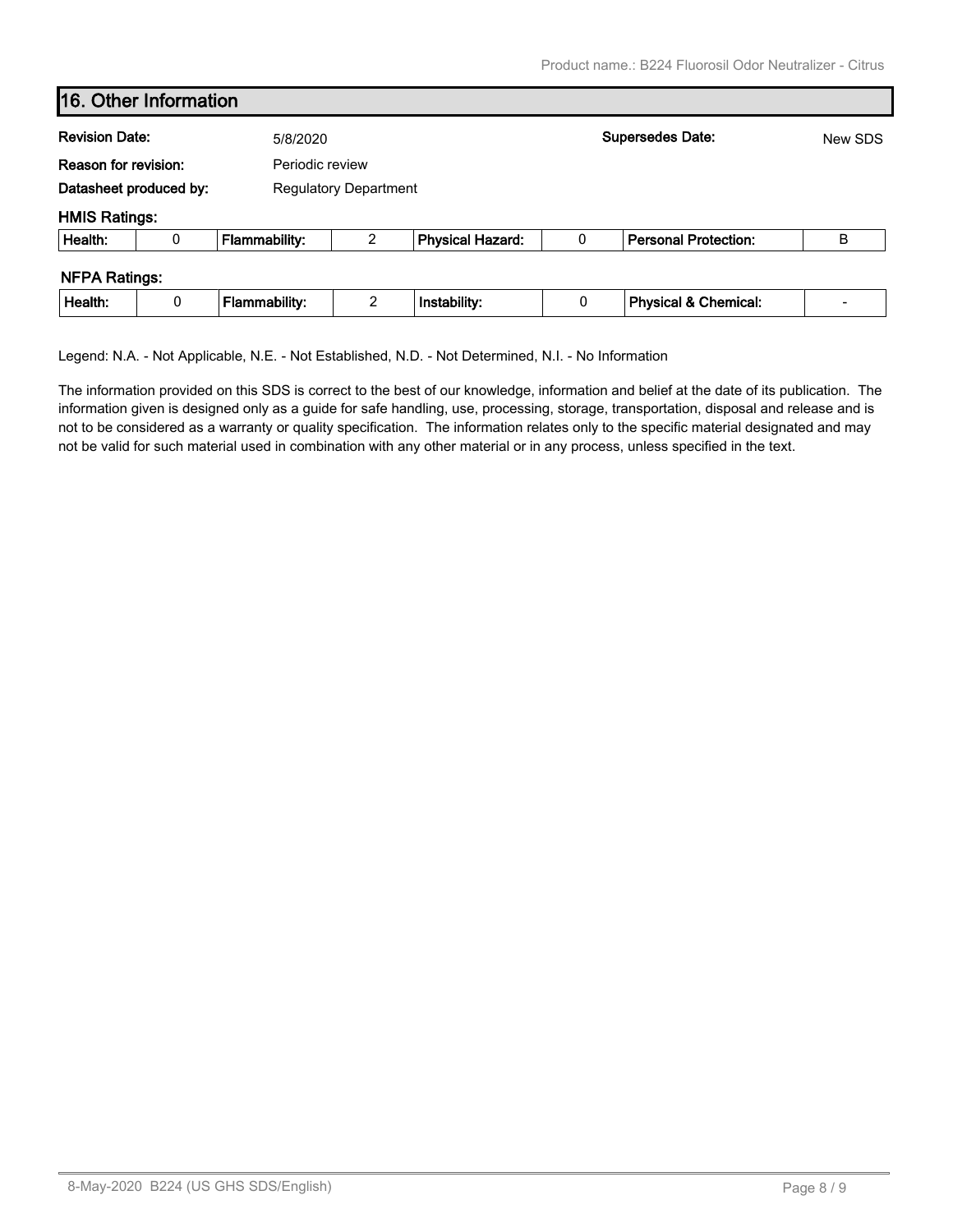## 16. Other Information

**Revision Date:** 5/8/2020 **Supersedes Date:** New SDS

**Reason for revision:** Periodic review

**Datasheet produced by:** Regulatory Department

**HMIS Ratings:**

| | | | | | | | |
|---|---|---|---|---|---|---|---|
| **Health:** | 0 | **Flammability:** | 2 | **Physical Hazard:** | 0 | **Personal Protection:** | B |

**NFPA Ratings:**

| | | | | | | | |
|---|---|---|---|---|---|---|---|
| **Health:** | 0 | **Flammability:** | 2 | **Instability:** | 0 | **Physical & Chemical:** | - |

Legend: N.A. - Not Applicable, N.E. - Not Established, N.D. - Not Determined, N.I. - No Information

The information provided on this SDS is correct to the best of our knowledge, information and belief at the date of its publication. The information given is designed only as a guide for safe handling, use, processing, storage, transportation, disposal and release and is not to be considered as a warranty or quality specification. The information relates only to the specific material designated and may not be valid for such material used in combination with any other material or in any process, unless specified in the text.